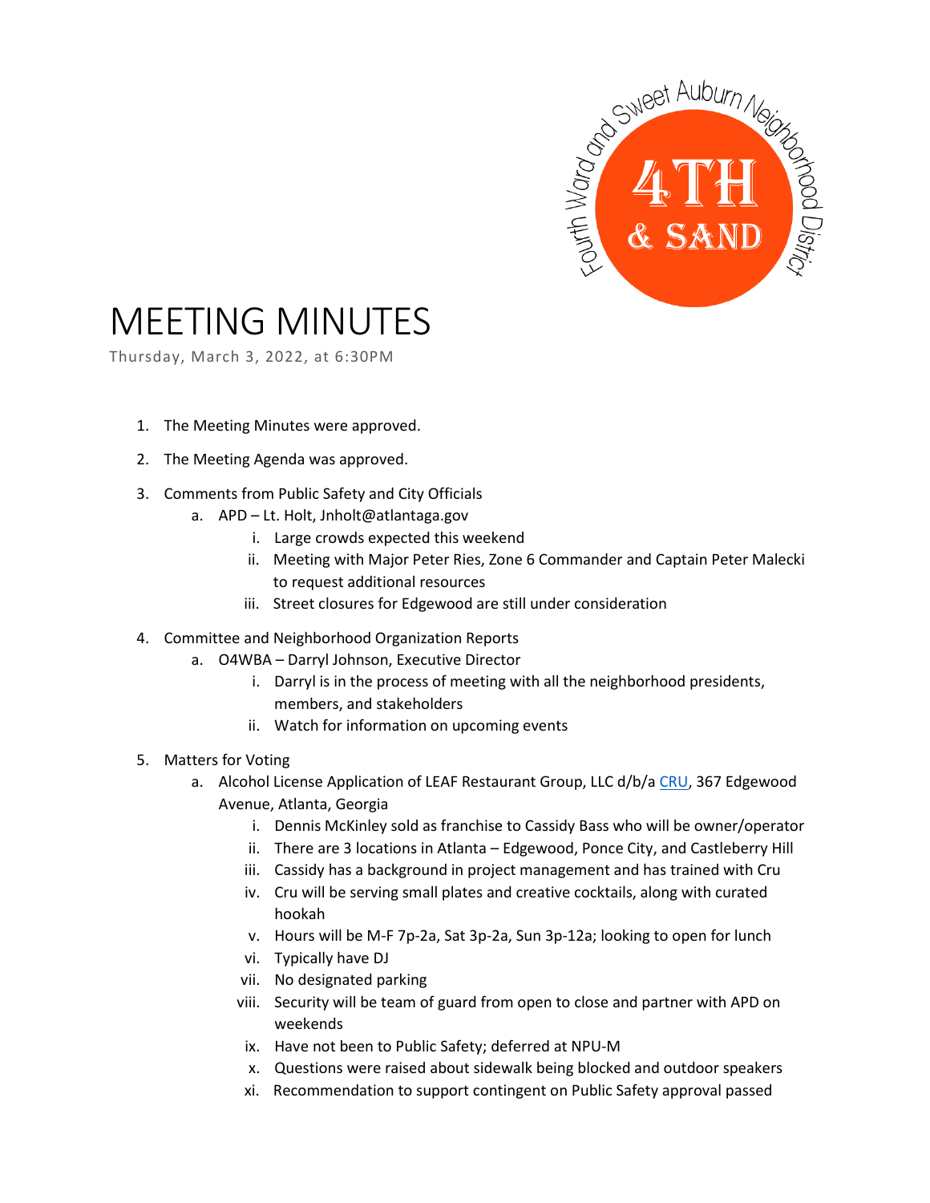Fourth Ward and Sweet Auburn Neighborhood District

4TH & SAND

# MEETING MINUTES

Thursday, March 3, 2022, at 6:30PM

1. The Meeting Minutes were approved.
2. The Meeting Agenda was approved.
3. Comments from Public Safety and City Officials
   a. APD – Lt. Holt, Jnholt@atlantaga.gov
      i. Large crowds expected this weekend
      ii. Meeting with Major Peter Ries, Zone 6 Commander and Captain Peter Malecki to request additional resources
      iii. Street closures for Edgewood are still under consideration
4. Committee and Neighborhood Organization Reports
   a. O4WBA – Darryl Johnson, Executive Director
      i. Darryl is in the process of meeting with all the neighborhood presidents, members, and stakeholders
      ii. Watch for information on upcoming events
5. Matters for Voting
   a. Alcohol License Application of LEAF Restaurant Group, LLC d/b/a CRU, 367 Edgewood Avenue, Atlanta, Georgia
      i. Dennis McKinley sold as franchise to Cassidy Bass who will be owner/operator
      ii. There are 3 locations in Atlanta – Edgewood, Ponce City, and Castleberry Hill
      iii. Cassidy has a background in project management and has trained with Cru
      iv. Cru will be serving small plates and creative cocktails, along with curated hookah
      v. Hours will be M-F 7p-2a, Sat 3p-2a, Sun 3p-12a; looking to open for lunch
      vi. Typically have DJ
      vii. No designated parking
      viii. Security will be team of guard from open to close and partner with APD on weekends
      ix. Have not been to Public Safety; deferred at NPU-M
      x. Questions were raised about sidewalk being blocked and outdoor speakers
      xi. Recommendation to support contingent on Public Safety approval passed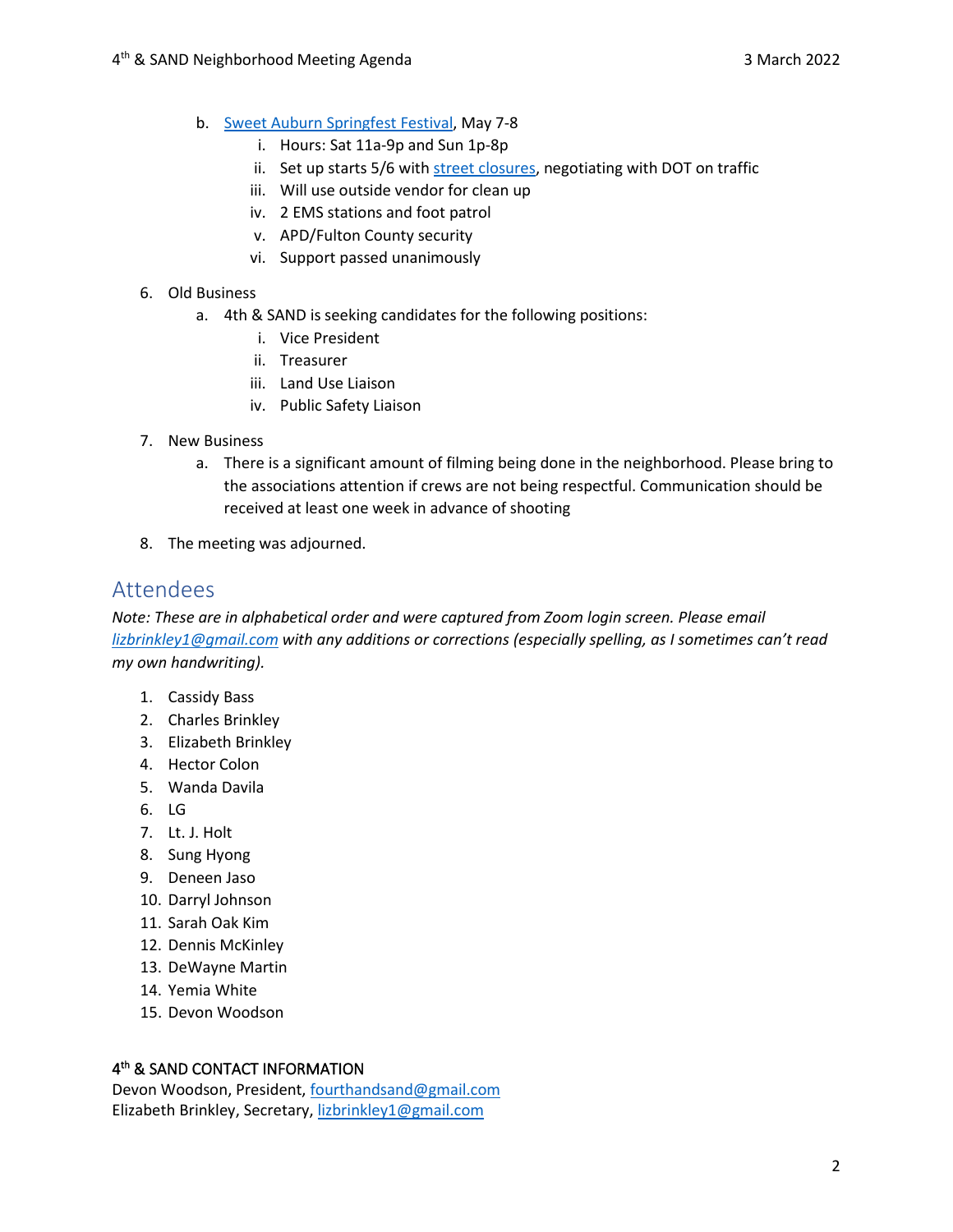b. [Sweet Auburn Springfest Festival](), May 7-8
   i. Hours: Sat 11a-9p and Sun 1p-8p
   ii. Set up starts 5/6 with [street closures](), negotiating with DOT on traffic
   iii. Will use outside vendor for clean up
   iv. 2 EMS stations and foot patrol
   v. APD/Fulton County security
   vi. Support passed unanimously

6. Old Business
   a. 4th & SAND is seeking candidates for the following positions:
      i. Vice President
      ii. Treasurer
      iii. Land Use Liaison
      iv. Public Safety Liaison

7. New Business
   a. There is a significant amount of filming being done in the neighborhood. Please bring to the associations attention if crews are not being respectful. Communication should be received at least one week in advance of shooting

8. The meeting was adjourned.

## Attendees

*Note: These are in alphabetical order and were captured from Zoom login screen. Please email lizbrinkley1@gmail.com with any additions or corrections (especially spelling, as I sometimes can't read my own handwriting).*

1. Cassidy Bass
2. Charles Brinkley
3. Elizabeth Brinkley
4. Hector Colon
5. Wanda Davila
6. LG
7. Lt. J. Holt
8. Sung Hyong
9. Deneen Jaso
10. Darryl Johnson
11. Sarah Oak Kim
12. Dennis McKinley
13. DeWayne Martin
14. Yemia White
15. Devon Woodson

**4th & SAND CONTACT INFORMATION**

Devon Woodson, President, fourthandsand@gmail.com
Elizabeth Brinkley, Secretary, lizbrinkley1@gmail.com